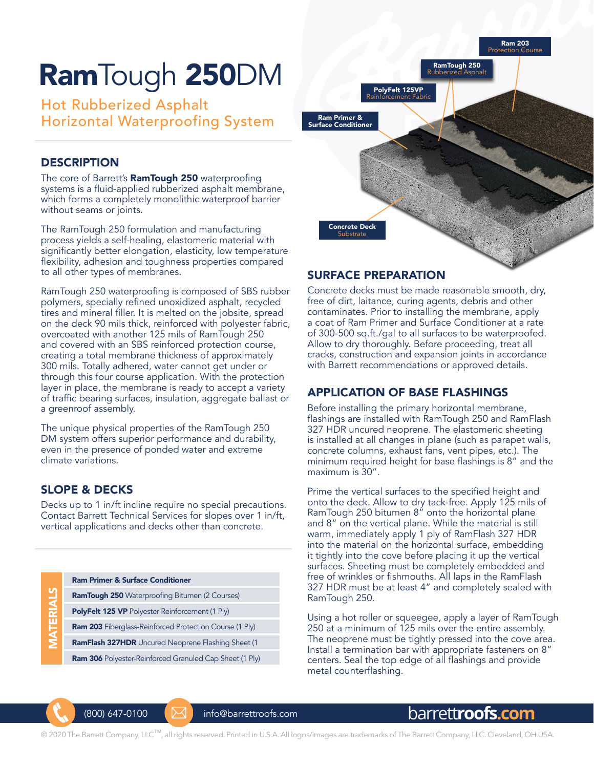# RamTough 250DM

## Hot Rubberized Asphalt Horizontal Waterproofing System

Ram 203
Protection Course

RamTough 250
Rubberized Asphalt

PolyFelt 125VP
Reinforcement Fabric

Ram Primer & Surface Conditioner

Concrete Deck
Substrate

### DESCRIPTION

The core of Barrett's **RamTough 250** waterproofing systems is a fluid-applied rubberized asphalt membrane, which forms a completely monolithic waterproof barrier without seams or joints.

The RamTough 250 formulation and manufacturing process yields a self-healing, elastomeric material with significantly better elongation, elasticity, low temperature flexibility, adhesion and toughness properties compared to all other types of membranes.

RamTough 250 waterproofing is composed of SBS rubber polymers, specially refined unoxidized asphalt, recycled tires and mineral filler. It is melted on the jobsite, spread on the deck 90 mils thick, reinforced with polyester fabric, overcoated with another 125 mils of RamTough 250 and covered with an SBS reinforced protection course, creating a total membrane thickness of approximately 300 mils. Totally adhered, water cannot get under or through this four course application. With the protection layer in place, the membrane is ready to accept a variety of traffic bearing surfaces, insulation, aggregate ballast or a greenroof assembly.

The unique physical properties of the RamTough 250 DM system offers superior performance and durability, even in the presence of ponded water and extreme climate variations.

### SLOPE & DECKS

Decks up to 1 in/ft incline require no special precautions. Contact Barrett Technical Services for slopes over 1 in/ft, vertical applications and decks other than concrete.

| MATERIALS |
|---|
| **Ram Primer & Surface Conditioner** |
| **RamTough 250** Waterproofing Bitumen (2 Courses) |
| **PolyFelt 125 VP** Polyester Reinforcement (1 Ply) |
| **Ram 203** Fiberglass-Reinforced Protection Course (1 Ply) |
| **RamFlash 327HDR** Uncured Neoprene Flashing Sheet (1 |
| **Ram 306** Polyester-Reinforced Granuled Cap Sheet (1 Ply) |

### SURFACE PREPARATION

Concrete decks must be made reasonable smooth, dry, free of dirt, laitance, curing agents, debris and other contaminates. Prior to installing the membrane, apply a coat of Ram Primer and Surface Conditioner at a rate of 300-500 sq.ft./gal to all surfaces to be waterproofed. Allow to dry thoroughly. Before proceeding, treat all cracks, construction and expansion joints in accordance with Barrett recommendations or approved details.

### APPLICATION OF BASE FLASHINGS

Before installing the primary horizontal membrane, flashings are installed with RamTough 250 and RamFlash 327 HDR uncured neoprene. The elastomeric sheeting is installed at all changes in plane (such as parapet walls, concrete columns, exhaust fans, vent pipes, etc.). The minimum required height for base flashings is 8" and the maximum is 30".

Prime the vertical surfaces to the specified height and onto the deck. Allow to dry tack-free. Apply 125 mils of RamTough 250 bitumen 8" onto the horizontal plane and 8" on the vertical plane. While the material is still warm, immediately apply 1 ply of RamFlash 327 HDR into the material on the horizontal surface, embedding it tightly into the cove before placing it up the vertical surfaces. Sheeting must be completely embedded and free of wrinkles or fishmouths. All laps in the RamFlash 327 HDR must be at least 4" and completely sealed with RamTough 250.

Using a hot roller or squeegee, apply a layer of RamTough 250 at a minimum of 125 mils over the entire assembly. The neoprene must be tightly pressed into the cove area. Install a termination bar with appropriate fasteners on 8" centers. Seal the top edge of all flashings and provide metal counterflashing.

(800) 647-0100 info@barrettroofs.com barrettroofs.com

© 2020 The Barrett Company, LLC™, all rights reserved. Printed in U.S.A. All logos/images are trademarks of The Barrett Company, LLC. Cleveland, OH USA.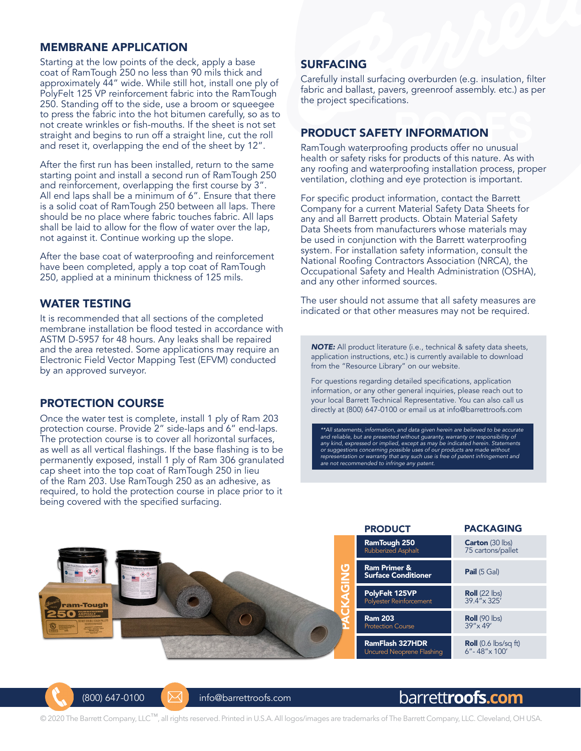## MEMBRANE APPLICATION

Starting at the low points of the deck, apply a base coat of RamTough 250 no less than 90 mils thick and approximately 44" wide. While still hot, install one ply of PolyFelt 125 VP reinforcement fabric into the RamTough 250. Standing off to the side, use a broom or squeegee to press the fabric into the hot bitumen carefully, so as to not create wrinkles or fish-mouths. If the sheet is not set straight and begins to run off a straight line, cut the roll and reset it, overlapping the end of the sheet by 12".

After the first run has been installed, return to the same starting point and install a second run of RamTough 250 and reinforcement, overlapping the first course by 3". All end laps shall be a minimum of 6". Ensure that there is a solid coat of RamTough 250 between all laps. There should be no place where fabric touches fabric. All laps shall be laid to allow for the flow of water over the lap, not against it. Continue working up the slope.

After the base coat of waterproofing and reinforcement have been completed, apply a top coat of RamTough 250, applied at a mininum thickness of 125 mils.

## WATER TESTING

It is recommended that all sections of the completed membrane installation be flood tested in accordance with ASTM D-5957 for 48 hours. Any leaks shall be repaired and the area retested. Some applications may require an Electronic Field Vector Mapping Test (EFVM) conducted by an approved surveyor.

## PROTECTION COURSE

Once the water test is complete, install 1 ply of Ram 203 protection course. Provide 2" side-laps and 6" end-laps. The protection course is to cover all horizontal surfaces, as well as all vertical flashings. If the base flashing is to be permanently exposed, install 1 ply of Ram 306 granulated cap sheet into the top coat of RamTough 250 in lieu of the Ram 203. Use RamTough 250 as an adhesive, as required, to hold the protection course in place prior to it being covered with the specified surfacing.

## SURFACING

Carefully install surfacing overburden (e.g. insulation, filter fabric and ballast, pavers, greenroof assembly. etc.) as per the project specifications.

## PRODUCT SAFETY INFORMATION

RamTough waterproofing products offer no unusual health or safety risks for products of this nature. As with any roofing and waterproofing installation process, proper ventilation, clothing and eye protection is important.

For specific product information, contact the Barrett Company for a current Material Safety Data Sheets for any and all Barrett products. Obtain Material Safety Data Sheets from manufacturers whose materials may be used in conjunction with the Barrett waterproofing system. For installation safety information, consult the National Roofing Contractors Association (NRCA), the Occupational Safety and Health Administration (OSHA), and any other informed sources.

The user should not assume that all safety measures are indicated or that other measures may not be required.

***NOTE:*** All product literature (i.e., technical & safety data sheets, application instructions, etc.) is currently available to download from the "Resource Library" on our website.

For questions regarding detailed specifications, application information, or any other general inquiries, please reach out to your local Barrett Technical Representative. You can also call us directly at (800) 647-0100 or email us at info@barrettroofs.com

*\*\*All statements, information, and data given herein are believed to be accurate and reliable, but are presented without guaranty, warranty or responsibility of any kind, expressed or implied, except as may be indicated herein. Statements or suggestions concerning possible uses of our products are made without representation or warranty that any such use is free of patent infringement and are not recommended to infringe any patent.*

## PACKAGING

| PRODUCT | PACKAGING |
|---|---|
| **RamTough 250** Rubberized Asphalt | **Carton** (30 lbs) 75 cartons/pallet |
| **Ram Primer & Surface Conditioner** | **Pail** (5 Gal) |
| **PolyFelt 125VP** Polyester Reinforcement | **Roll** (22 lbs) 39.4"x 325' |
| **Ram 203** Protection Course | **Roll** (90 lbs) 39"x 49' |
| **RamFlash 327HDR** Uncured Neoprene Flashing | **Roll** (0.6 lbs/sq ft) 6"- 48"x 100' |

(800) 647-0100 info@barrettroofs.com barrettroofs.com

© 2020 The Barrett Company, LLC™, all rights reserved. Printed in U.S.A. All logos/images are trademarks of The Barrett Company, LLC. Cleveland, OH USA.